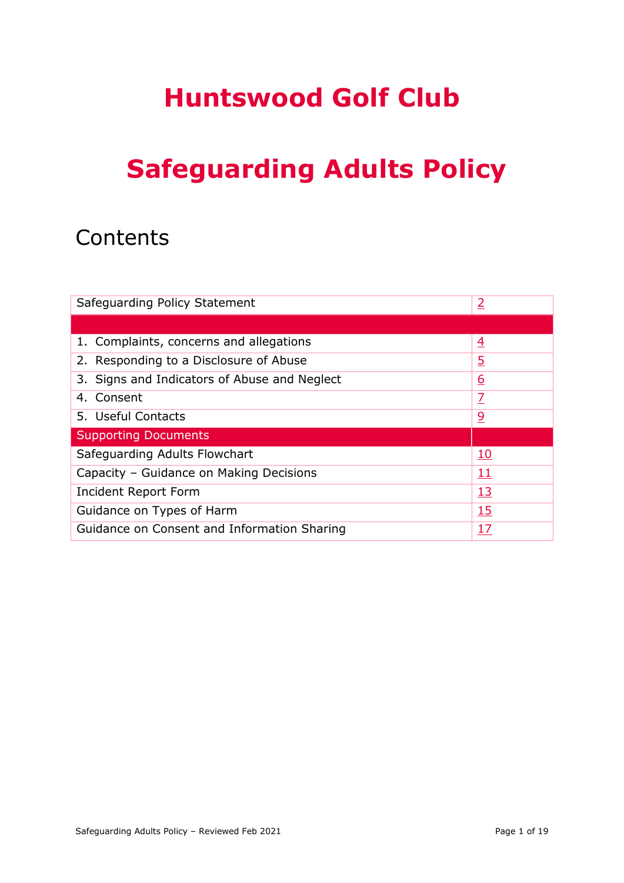# Huntswood Golf Club

# Safeguarding Adults Policy

## Contents

| | |
|---|---|
| Safeguarding Policy Statement | 2 |
| | |
| 1. Complaints, concerns and allegations | 4 |
| 2. Responding to a Disclosure of Abuse | 5 |
| 3. Signs and Indicators of Abuse and Neglect | 6 |
| 4. Consent | 7 |
| 5. Useful Contacts | 9 |
| Supporting Documents | |
| Safeguarding Adults Flowchart | 10 |
| Capacity – Guidance on Making Decisions | 11 |
| Incident Report Form | 13 |
| Guidance on Types of Harm | 15 |
| Guidance on Consent and Information Sharing | 17 |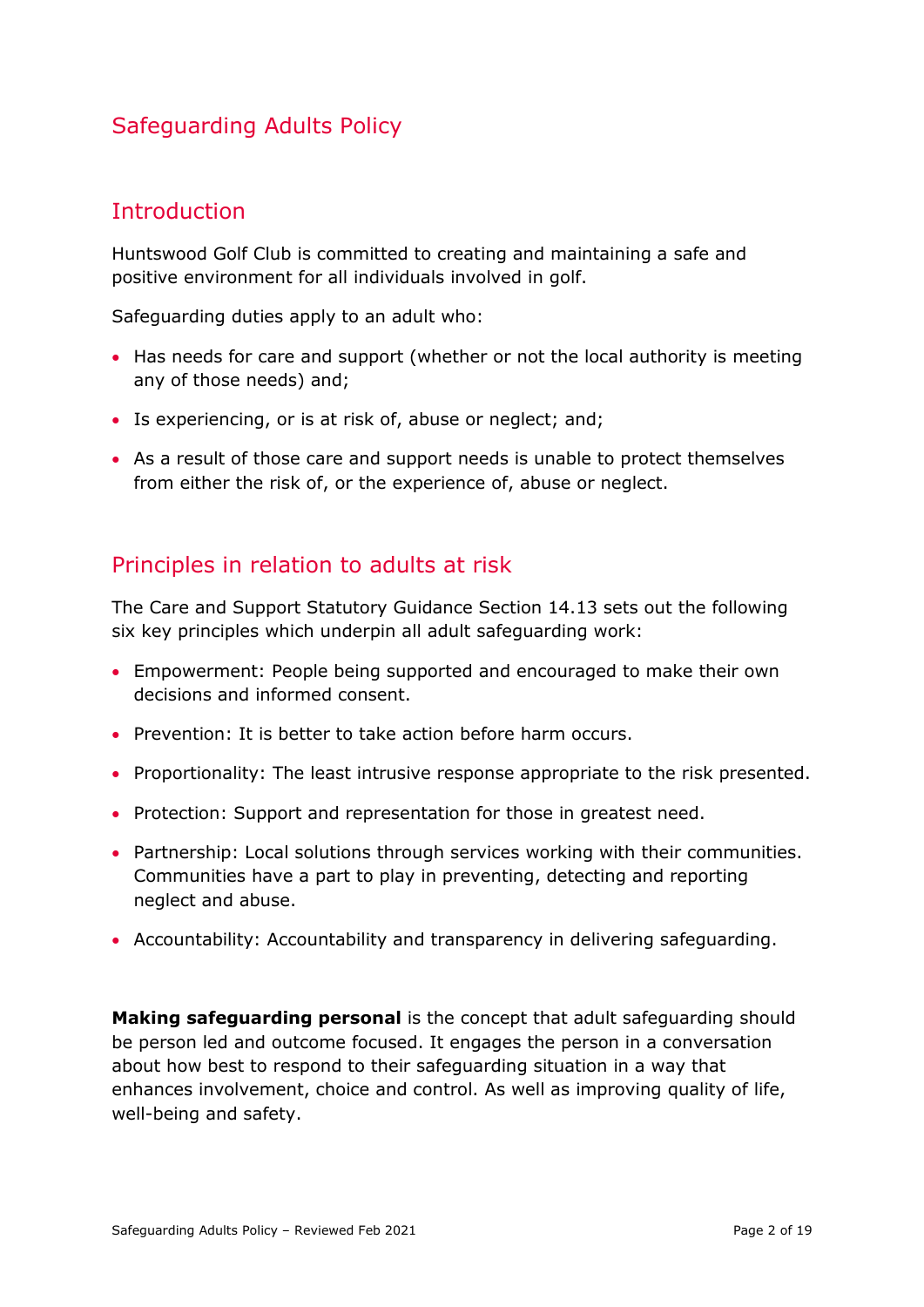# Safeguarding Adults Policy

## Introduction

Huntswood Golf Club is committed to creating and maintaining a safe and positive environment for all individuals involved in golf.

Safeguarding duties apply to an adult who:

- Has needs for care and support (whether or not the local authority is meeting any of those needs) and;
- Is experiencing, or is at risk of, abuse or neglect; and;
- As a result of those care and support needs is unable to protect themselves from either the risk of, or the experience of, abuse or neglect.

## Principles in relation to adults at risk

The Care and Support Statutory Guidance Section 14.13 sets out the following six key principles which underpin all adult safeguarding work:

- Empowerment: People being supported and encouraged to make their own decisions and informed consent.
- Prevention: It is better to take action before harm occurs.
- Proportionality: The least intrusive response appropriate to the risk presented.
- Protection: Support and representation for those in greatest need.
- Partnership: Local solutions through services working with their communities. Communities have a part to play in preventing, detecting and reporting neglect and abuse.
- Accountability: Accountability and transparency in delivering safeguarding.

**Making safeguarding personal** is the concept that adult safeguarding should be person led and outcome focused. It engages the person in a conversation about how best to respond to their safeguarding situation in a way that enhances involvement, choice and control. As well as improving quality of life, well-being and safety.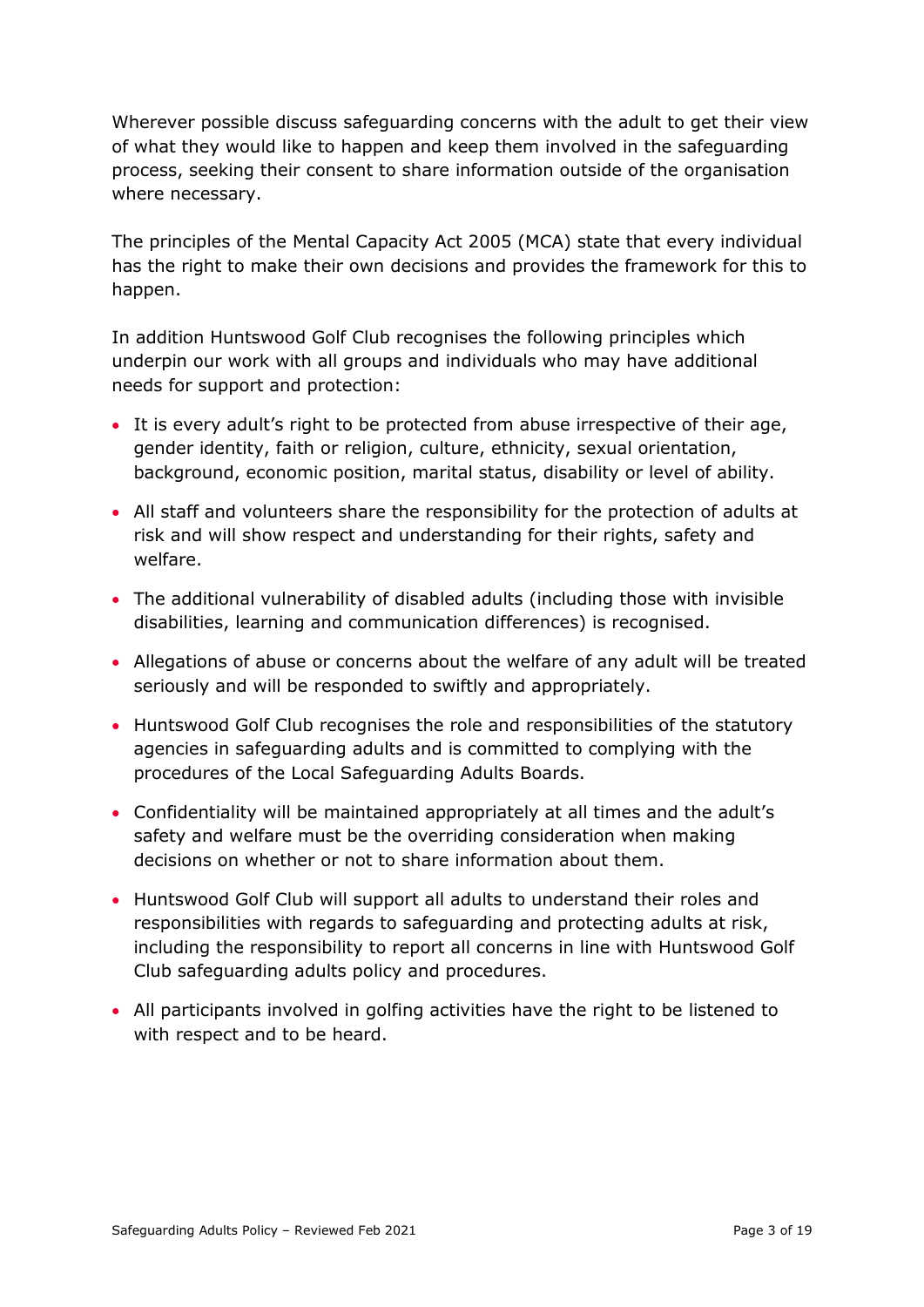Wherever possible discuss safeguarding concerns with the adult to get their view of what they would like to happen and keep them involved in the safeguarding process, seeking their consent to share information outside of the organisation where necessary.

The principles of the Mental Capacity Act 2005 (MCA) state that every individual has the right to make their own decisions and provides the framework for this to happen.

In addition Huntswood Golf Club recognises the following principles which underpin our work with all groups and individuals who may have additional needs for support and protection:

- It is every adult's right to be protected from abuse irrespective of their age, gender identity, faith or religion, culture, ethnicity, sexual orientation, background, economic position, marital status, disability or level of ability.
- All staff and volunteers share the responsibility for the protection of adults at risk and will show respect and understanding for their rights, safety and welfare.
- The additional vulnerability of disabled adults (including those with invisible disabilities, learning and communication differences) is recognised.
- Allegations of abuse or concerns about the welfare of any adult will be treated seriously and will be responded to swiftly and appropriately.
- Huntswood Golf Club recognises the role and responsibilities of the statutory agencies in safeguarding adults and is committed to complying with the procedures of the Local Safeguarding Adults Boards.
- Confidentiality will be maintained appropriately at all times and the adult's safety and welfare must be the overriding consideration when making decisions on whether or not to share information about them.
- Huntswood Golf Club will support all adults to understand their roles and responsibilities with regards to safeguarding and protecting adults at risk, including the responsibility to report all concerns in line with Huntswood Golf Club safeguarding adults policy and procedures.
- All participants involved in golfing activities have the right to be listened to with respect and to be heard.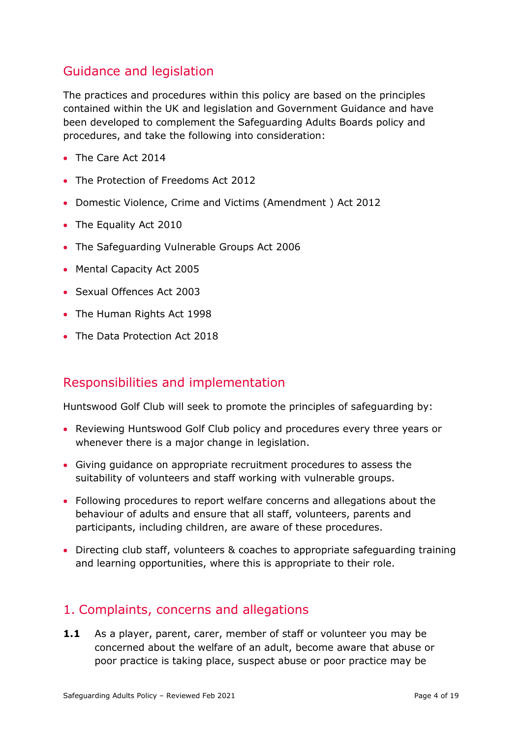## Guidance and legislation

The practices and procedures within this policy are based on the principles contained within the UK and legislation and Government Guidance and have been developed to complement the Safeguarding Adults Boards policy and procedures, and take the following into consideration:

- The Care Act 2014
- The Protection of Freedoms Act 2012
- Domestic Violence, Crime and Victims (Amendment ) Act 2012
- The Equality Act 2010
- The Safeguarding Vulnerable Groups Act 2006
- Mental Capacity Act 2005
- Sexual Offences Act 2003
- The Human Rights Act 1998
- The Data Protection Act 2018

## Responsibilities and implementation

Huntswood Golf Club will seek to promote the principles of safeguarding by:

- Reviewing Huntswood Golf Club policy and procedures every three years or whenever there is a major change in legislation.
- Giving guidance on appropriate recruitment procedures to assess the suitability of volunteers and staff working with vulnerable groups.
- Following procedures to report welfare concerns and allegations about the behaviour of adults and ensure that all staff, volunteers, parents and participants, including children, are aware of these procedures.
- Directing club staff, volunteers & coaches to appropriate safeguarding training and learning opportunities, where this is appropriate to their role.

## 1. Complaints, concerns and allegations

**1.1** As a player, parent, carer, member of staff or volunteer you may be concerned about the welfare of an adult, become aware that abuse or poor practice is taking place, suspect abuse or poor practice may be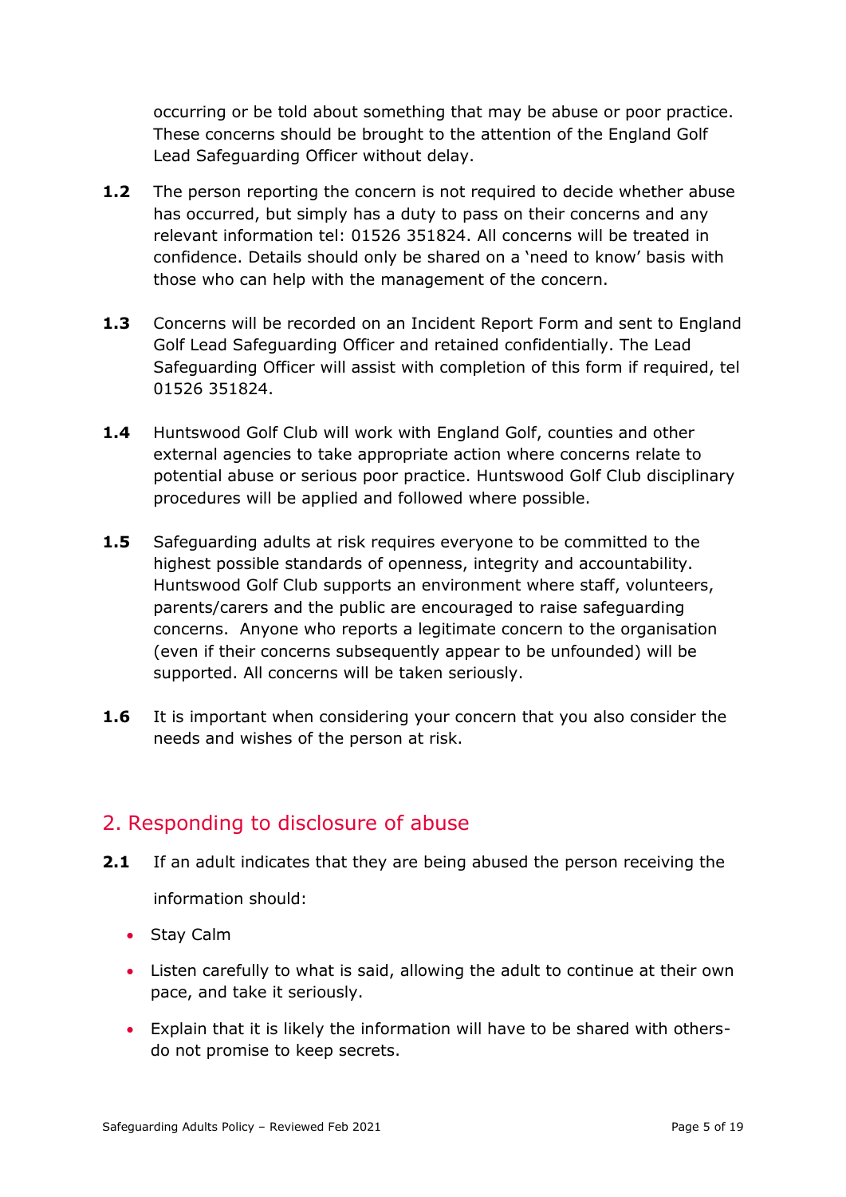occurring or be told about something that may be abuse or poor practice. These concerns should be brought to the attention of the England Golf Lead Safeguarding Officer without delay.

**1.2** The person reporting the concern is not required to decide whether abuse has occurred, but simply has a duty to pass on their concerns and any relevant information tel: 01526 351824. All concerns will be treated in confidence. Details should only be shared on a 'need to know' basis with those who can help with the management of the concern.

**1.3** Concerns will be recorded on an Incident Report Form and sent to England Golf Lead Safeguarding Officer and retained confidentially. The Lead Safeguarding Officer will assist with completion of this form if required, tel 01526 351824.

**1.4** Huntswood Golf Club will work with England Golf, counties and other external agencies to take appropriate action where concerns relate to potential abuse or serious poor practice. Huntswood Golf Club disciplinary procedures will be applied and followed where possible.

**1.5** Safeguarding adults at risk requires everyone to be committed to the highest possible standards of openness, integrity and accountability. Huntswood Golf Club supports an environment where staff, volunteers, parents/carers and the public are encouraged to raise safeguarding concerns. Anyone who reports a legitimate concern to the organisation (even if their concerns subsequently appear to be unfounded) will be supported. All concerns will be taken seriously.

**1.6** It is important when considering your concern that you also consider the needs and wishes of the person at risk.

## 2. Responding to disclosure of abuse

**2.1** If an adult indicates that they are being abused the person receiving the information should:

- Stay Calm
- Listen carefully to what is said, allowing the adult to continue at their own pace, and take it seriously.
- Explain that it is likely the information will have to be shared with others- do not promise to keep secrets.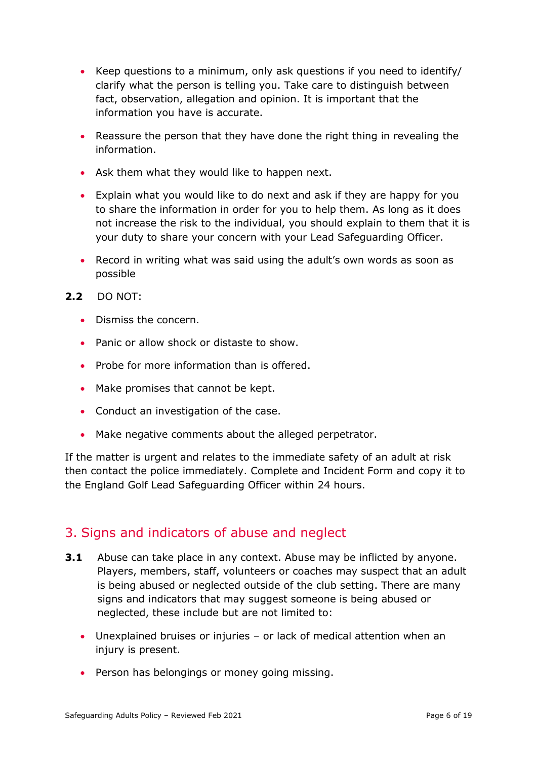- Keep questions to a minimum, only ask questions if you need to identify/ clarify what the person is telling you. Take care to distinguish between fact, observation, allegation and opinion. It is important that the information you have is accurate.
- Reassure the person that they have done the right thing in revealing the information.
- Ask them what they would like to happen next.
- Explain what you would like to do next and ask if they are happy for you to share the information in order for you to help them. As long as it does not increase the risk to the individual, you should explain to them that it is your duty to share your concern with your Lead Safeguarding Officer.
- Record in writing what was said using the adult's own words as soon as possible

**2.2** DO NOT:

- Dismiss the concern.
- Panic or allow shock or distaste to show.
- Probe for more information than is offered.
- Make promises that cannot be kept.
- Conduct an investigation of the case.
- Make negative comments about the alleged perpetrator.

If the matter is urgent and relates to the immediate safety of an adult at risk then contact the police immediately. Complete and Incident Form and copy it to the England Golf Lead Safeguarding Officer within 24 hours.

## 3. Signs and indicators of abuse and neglect

**3.1** Abuse can take place in any context. Abuse may be inflicted by anyone. Players, members, staff, volunteers or coaches may suspect that an adult is being abused or neglected outside of the club setting. There are many signs and indicators that may suggest someone is being abused or neglected, these include but are not limited to:

- Unexplained bruises or injuries – or lack of medical attention when an injury is present.
- Person has belongings or money going missing.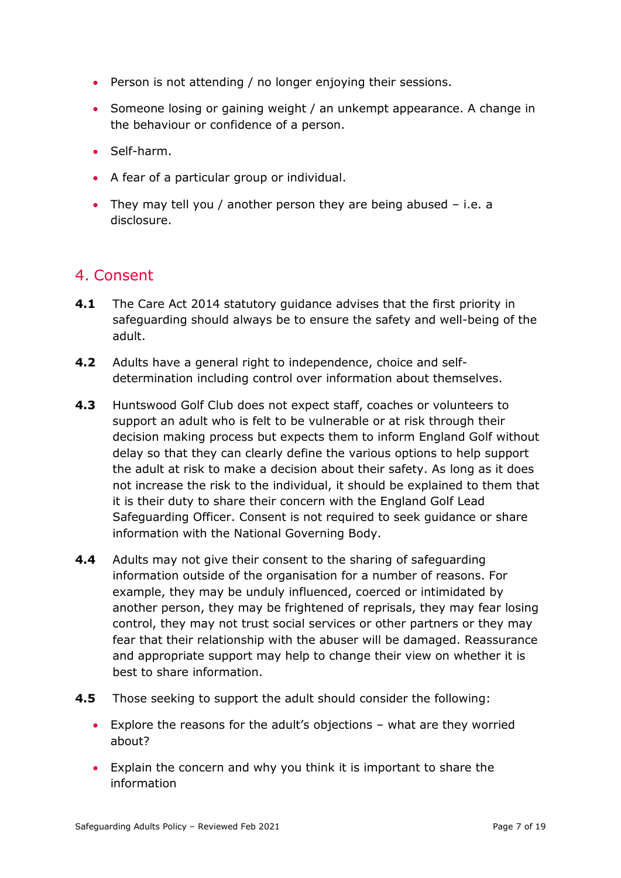- Person is not attending / no longer enjoying their sessions.
- Someone losing or gaining weight / an unkempt appearance. A change in the behaviour or confidence of a person.
- Self-harm.
- A fear of a particular group or individual.
- They may tell you / another person they are being abused – i.e. a disclosure.

## 4. Consent

**4.1** The Care Act 2014 statutory guidance advises that the first priority in safeguarding should always be to ensure the safety and well-being of the adult.

**4.2** Adults have a general right to independence, choice and self-determination including control over information about themselves.

**4.3** Huntswood Golf Club does not expect staff, coaches or volunteers to support an adult who is felt to be vulnerable or at risk through their decision making process but expects them to inform England Golf without delay so that they can clearly define the various options to help support the adult at risk to make a decision about their safety. As long as it does not increase the risk to the individual, it should be explained to them that it is their duty to share their concern with the England Golf Lead Safeguarding Officer. Consent is not required to seek guidance or share information with the National Governing Body.

**4.4** Adults may not give their consent to the sharing of safeguarding information outside of the organisation for a number of reasons. For example, they may be unduly influenced, coerced or intimidated by another person, they may be frightened of reprisals, they may fear losing control, they may not trust social services or other partners or they may fear that their relationship with the abuser will be damaged. Reassurance and appropriate support may help to change their view on whether it is best to share information.

**4.5** Those seeking to support the adult should consider the following:

- Explore the reasons for the adult's objections – what are they worried about?
- Explain the concern and why you think it is important to share the information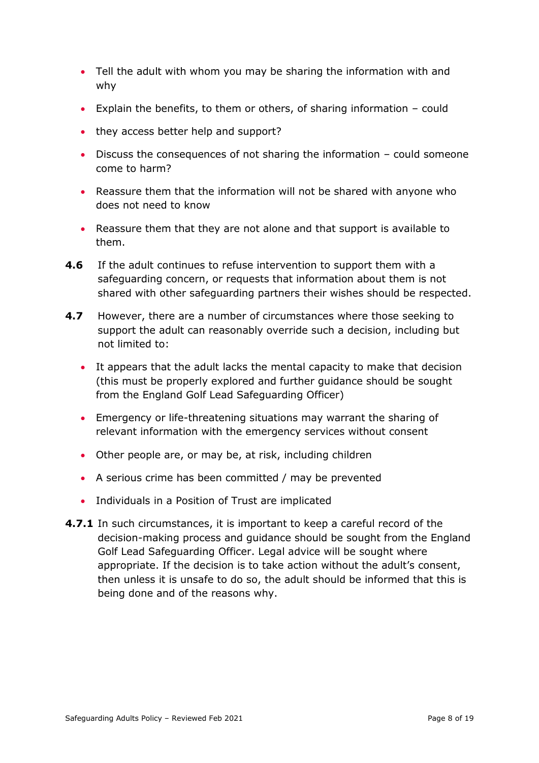- Tell the adult with whom you may be sharing the information with and why
- Explain the benefits, to them or others, of sharing information – could
- they access better help and support?
- Discuss the consequences of not sharing the information – could someone come to harm?
- Reassure them that the information will not be shared with anyone who does not need to know
- Reassure them that they are not alone and that support is available to them.

**4.6** If the adult continues to refuse intervention to support them with a safeguarding concern, or requests that information about them is not shared with other safeguarding partners their wishes should be respected.

**4.7** However, there are a number of circumstances where those seeking to support the adult can reasonably override such a decision, including but not limited to:

- It appears that the adult lacks the mental capacity to make that decision (this must be properly explored and further guidance should be sought from the England Golf Lead Safeguarding Officer)
- Emergency or life-threatening situations may warrant the sharing of relevant information with the emergency services without consent
- Other people are, or may be, at risk, including children
- A serious crime has been committed / may be prevented
- Individuals in a Position of Trust are implicated

**4.7.1** In such circumstances, it is important to keep a careful record of the decision-making process and guidance should be sought from the England Golf Lead Safeguarding Officer. Legal advice will be sought where appropriate. If the decision is to take action without the adult's consent, then unless it is unsafe to do so, the adult should be informed that this is being done and of the reasons why.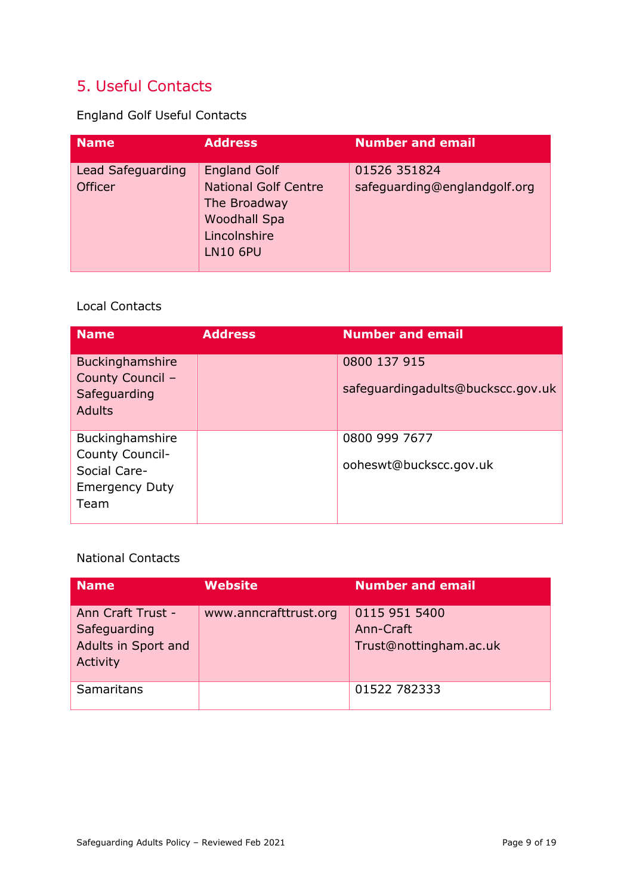## 5. Useful Contacts

England Golf Useful Contacts

| Name | Address | Number and email |
| --- | --- | --- |
| Lead Safeguarding Officer | England Golf<br>National Golf Centre<br>The Broadway<br>Woodhall Spa<br>Lincolnshire<br>LN10 6PU | 01526 351824<br>safeguarding@englandgolf.org |

Local Contacts

| Name | Address | Number and email |
| --- | --- | --- |
| Buckinghamshire County Council – Safeguarding Adults | | 0800 137 915<br>safeguardingadults@buckscc.gov.uk |
| Buckinghamshire County Council- Social Care- Emergency Duty Team | | 0800 999 7677<br>ooheswt@buckscc.gov.uk |

National Contacts

| Name | Website | Number and email |
| --- | --- | --- |
| Ann Craft Trust - Safeguarding Adults in Sport and Activity | www.anncrafttrust.org | 0115 951 5400<br>Ann-Craft Trust@nottingham.ac.uk |
| Samaritans | | 01522 782333 |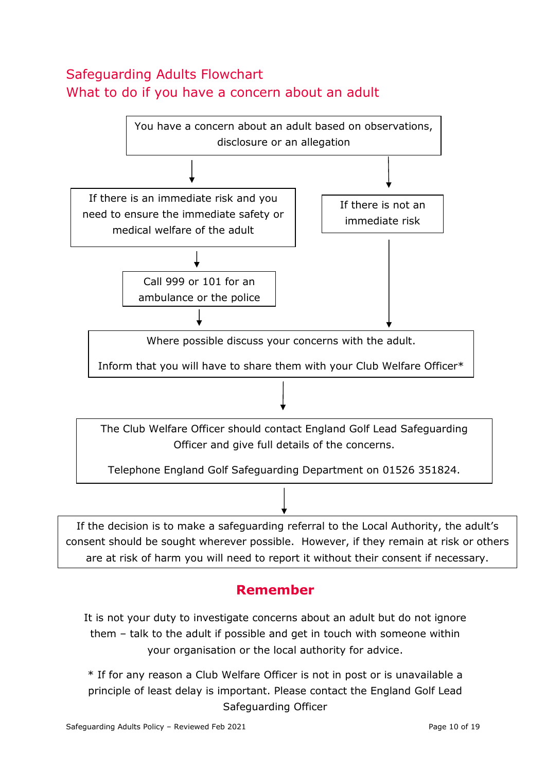# Safeguarding Adults Flowchart

## What to do if you have a concern about an adult

You have a concern about an adult based on observations, disclosure or an allegation

If there is an immediate risk and you need to ensure the immediate safety or medical welfare of the adult

Call 999 or 101 for an ambulance or the police

If there is not an immediate risk

Where possible discuss your concerns with the adult.

Inform that you will have to share them with your Club Welfare Officer*

The Club Welfare Officer should contact England Golf Lead Safeguarding Officer and give full details of the concerns.

Telephone England Golf Safeguarding Department on 01526 351824.

If the decision is to make a safeguarding referral to the Local Authority, the adult's consent should be sought wherever possible. However, if they remain at risk or others are at risk of harm you will need to report it without their consent if necessary.

## Remember

It is not your duty to investigate concerns about an adult but do not ignore them – talk to the adult if possible and get in touch with someone within your organisation or the local authority for advice.

* If for any reason a Club Welfare Officer is not in post or is unavailable a principle of least delay is important. Please contact the England Golf Lead Safeguarding Officer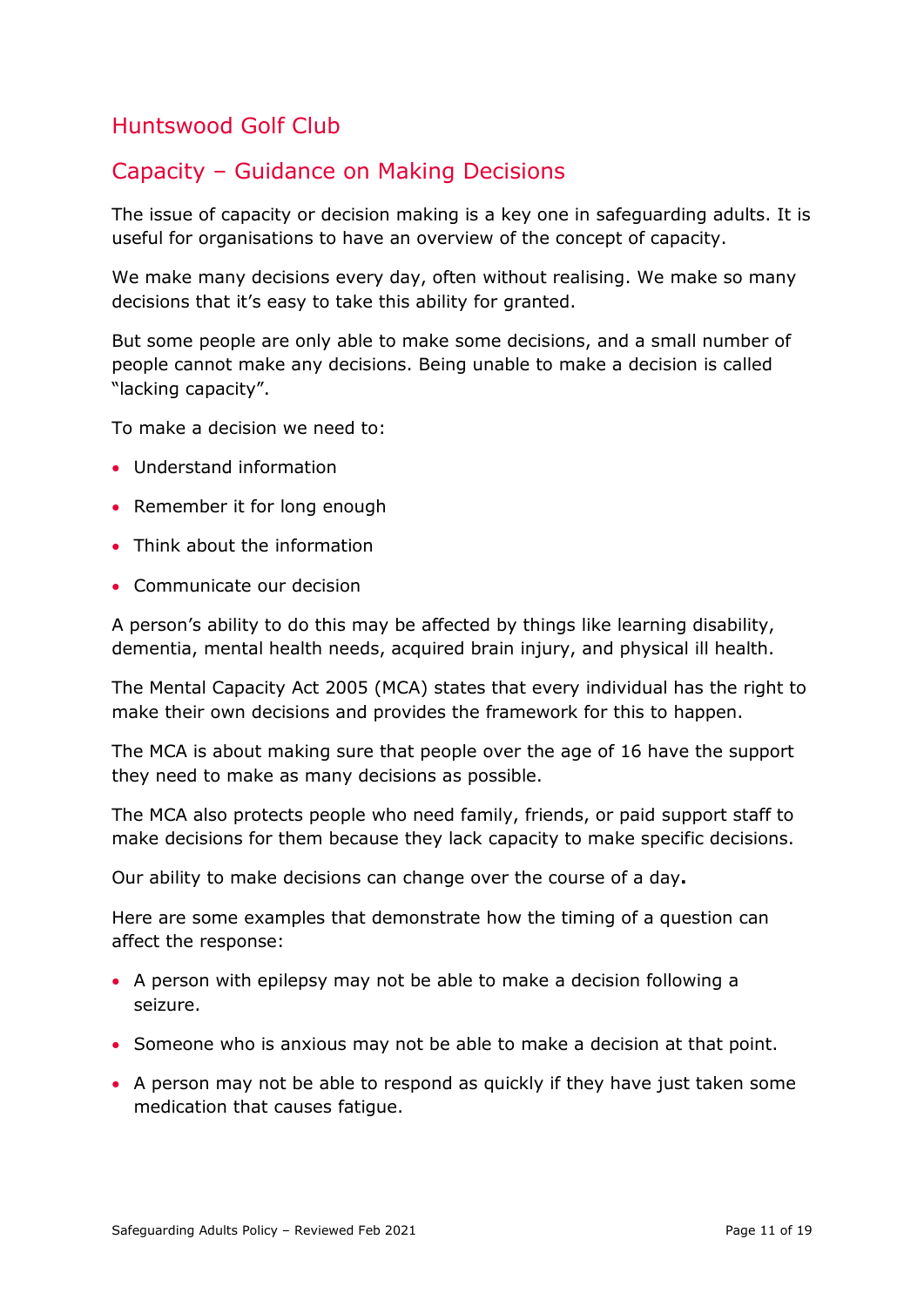## Huntswood Golf Club

## Capacity – Guidance on Making Decisions

The issue of capacity or decision making is a key one in safeguarding adults. It is useful for organisations to have an overview of the concept of capacity.

We make many decisions every day, often without realising. We make so many decisions that it's easy to take this ability for granted.

But some people are only able to make some decisions, and a small number of people cannot make any decisions. Being unable to make a decision is called "lacking capacity".

To make a decision we need to:

- Understand information
- Remember it for long enough
- Think about the information
- Communicate our decision

A person's ability to do this may be affected by things like learning disability, dementia, mental health needs, acquired brain injury, and physical ill health.

The Mental Capacity Act 2005 (MCA) states that every individual has the right to make their own decisions and provides the framework for this to happen.

The MCA is about making sure that people over the age of 16 have the support they need to make as many decisions as possible.

The MCA also protects people who need family, friends, or paid support staff to make decisions for them because they lack capacity to make specific decisions.

Our ability to make decisions can change over the course of a day**.**

Here are some examples that demonstrate how the timing of a question can affect the response:

- A person with epilepsy may not be able to make a decision following a seizure.
- Someone who is anxious may not be able to make a decision at that point.
- A person may not be able to respond as quickly if they have just taken some medication that causes fatigue.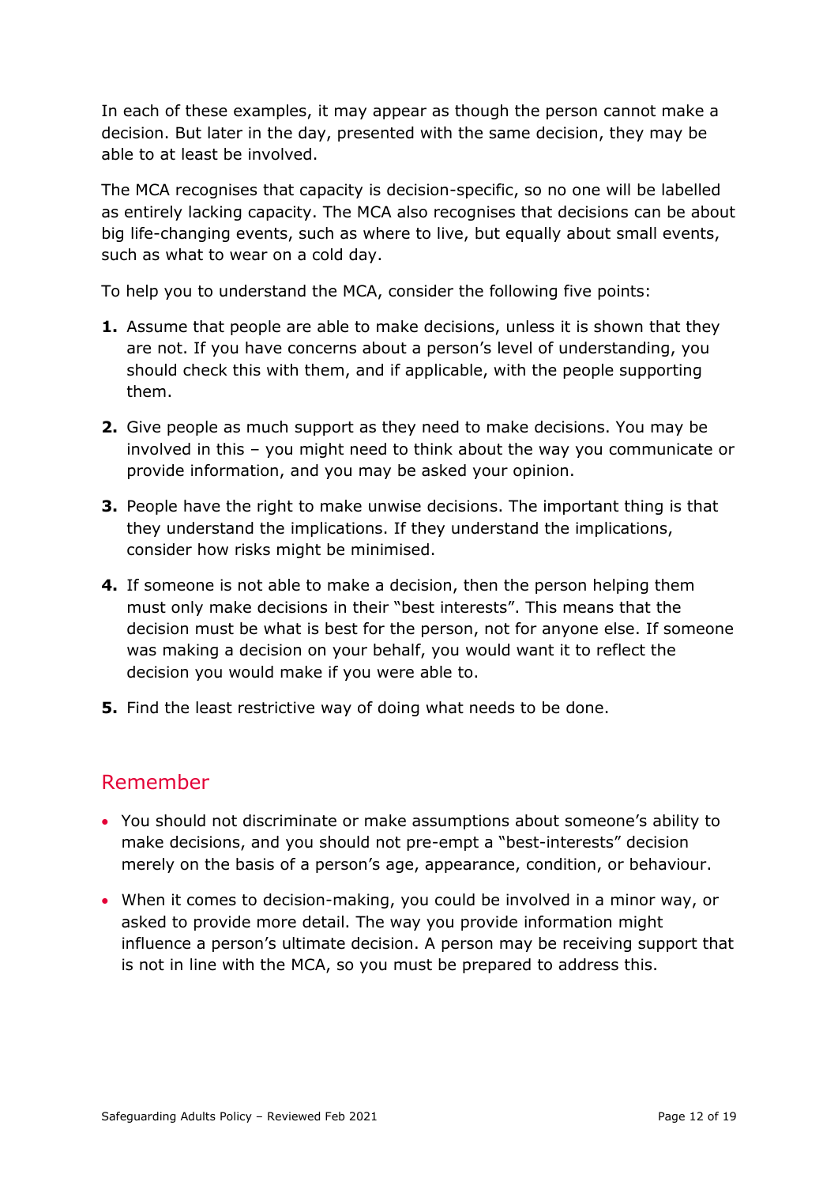In each of these examples, it may appear as though the person cannot make a decision. But later in the day, presented with the same decision, they may be able to at least be involved.

The MCA recognises that capacity is decision-specific, so no one will be labelled as entirely lacking capacity. The MCA also recognises that decisions can be about big life-changing events, such as where to live, but equally about small events, such as what to wear on a cold day.

To help you to understand the MCA, consider the following five points:

1. Assume that people are able to make decisions, unless it is shown that they are not. If you have concerns about a person's level of understanding, you should check this with them, and if applicable, with the people supporting them.
2. Give people as much support as they need to make decisions. You may be involved in this – you might need to think about the way you communicate or provide information, and you may be asked your opinion.
3. People have the right to make unwise decisions. The important thing is that they understand the implications. If they understand the implications, consider how risks might be minimised.
4. If someone is not able to make a decision, then the person helping them must only make decisions in their "best interests". This means that the decision must be what is best for the person, not for anyone else. If someone was making a decision on your behalf, you would want it to reflect the decision you would make if you were able to.
5. Find the least restrictive way of doing what needs to be done.

## Remember

- You should not discriminate or make assumptions about someone's ability to make decisions, and you should not pre-empt a "best-interests" decision merely on the basis of a person's age, appearance, condition, or behaviour.
- When it comes to decision-making, you could be involved in a minor way, or asked to provide more detail. The way you provide information might influence a person's ultimate decision. A person may be receiving support that is not in line with the MCA, so you must be prepared to address this.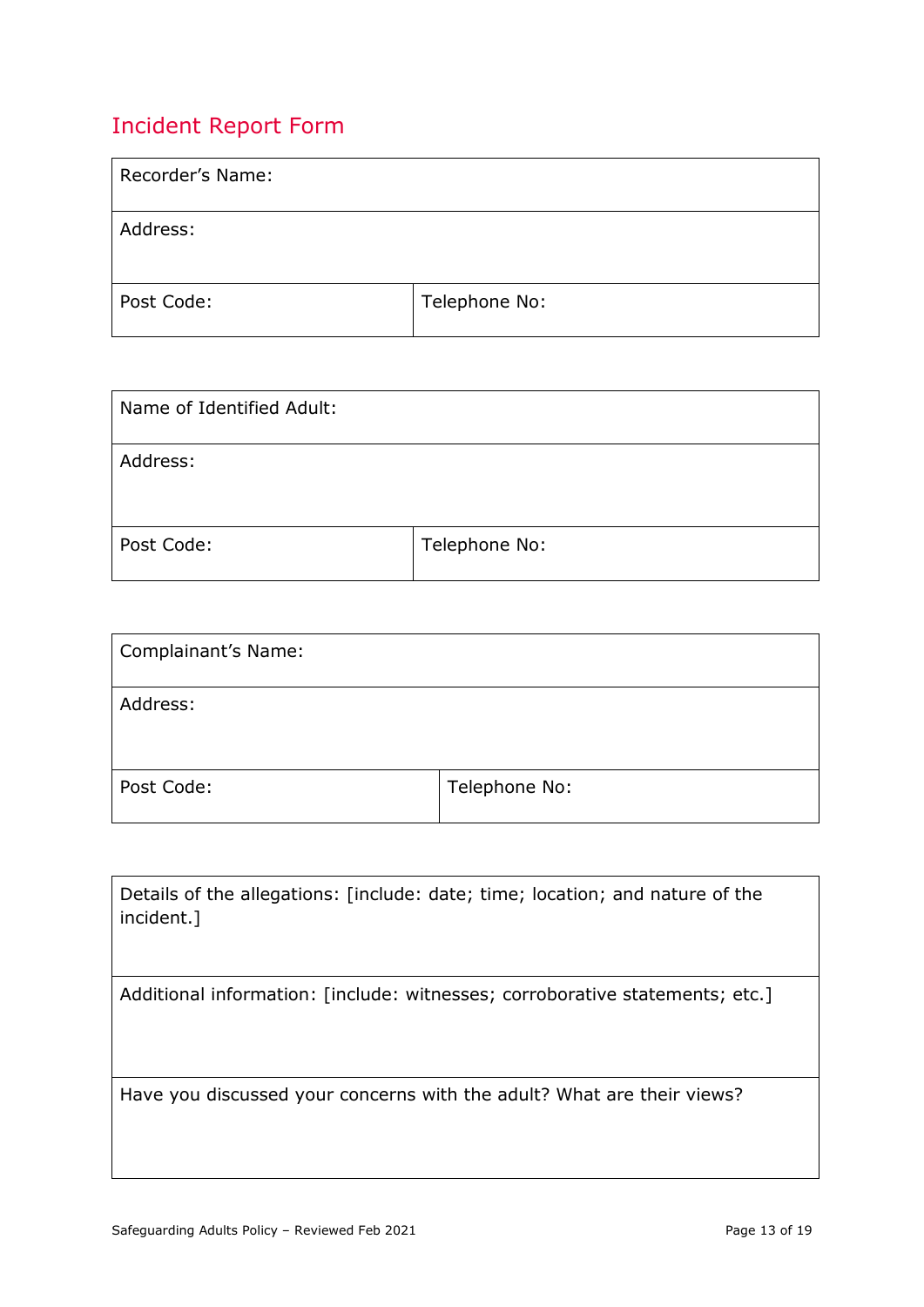## Incident Report Form

| Recorder's Name: | |
|---|---|
| Address: | |
| Post Code: | Telephone No: |

| Name of Identified Adult: | |
|---|---|
| Address: | |
| Post Code: | Telephone No: |

| Complainant's Name: | |
|---|---|
| Address: | |
| Post Code: | Telephone No: |

| Details of the allegations: [include: date; time; location; and nature of the incident.] |
|---|
| Additional information: [include: witnesses; corroborative statements; etc.] |
| Have you discussed your concerns with the adult? What are their views? |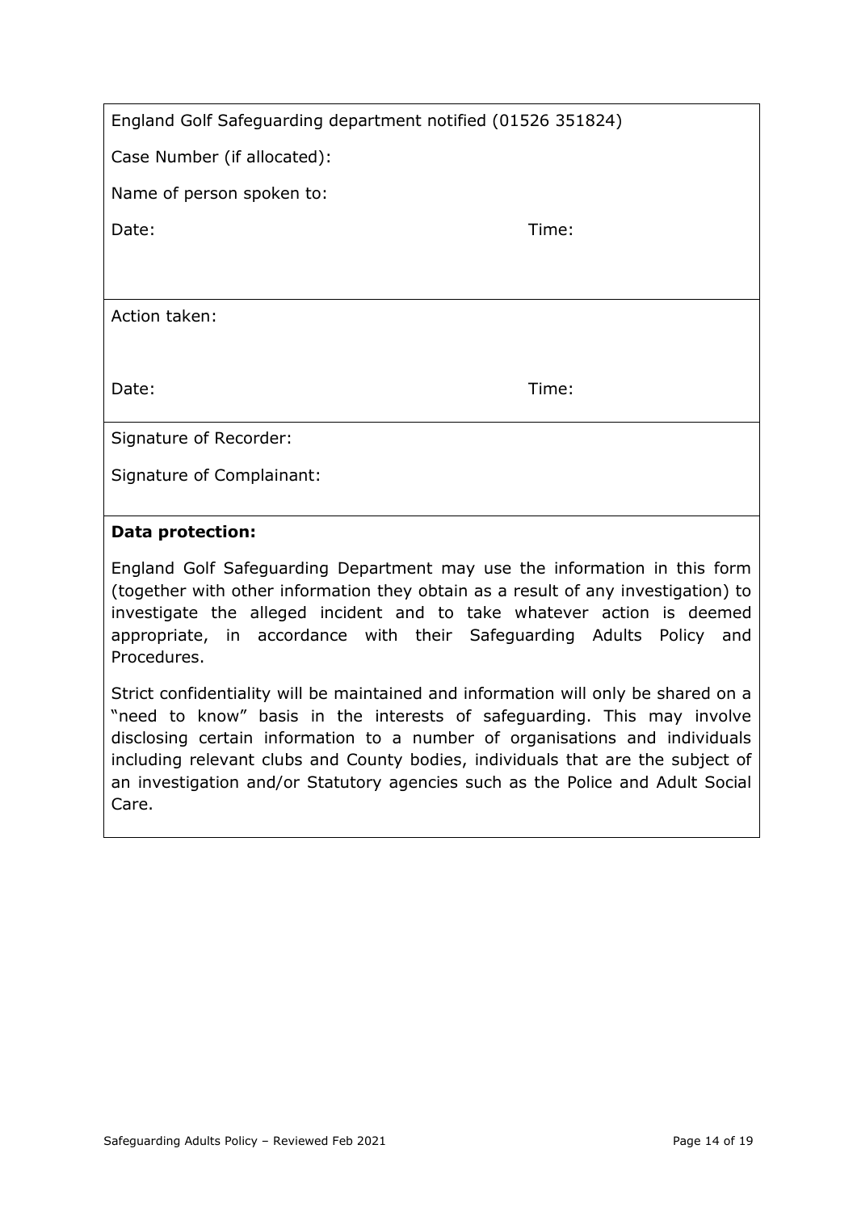England Golf Safeguarding department notified (01526 351824)

Case Number (if allocated):

Name of person spoken to:

Date: Time:

Action taken:

Date: Time:

Signature of Recorder:

Signature of Complainant:

**Data protection:**

England Golf Safeguarding Department may use the information in this form (together with other information they obtain as a result of any investigation) to investigate the alleged incident and to take whatever action is deemed appropriate, in accordance with their Safeguarding Adults Policy and Procedures.

Strict confidentiality will be maintained and information will only be shared on a "need to know" basis in the interests of safeguarding. This may involve disclosing certain information to a number of organisations and individuals including relevant clubs and County bodies, individuals that are the subject of an investigation and/or Statutory agencies such as the Police and Adult Social Care.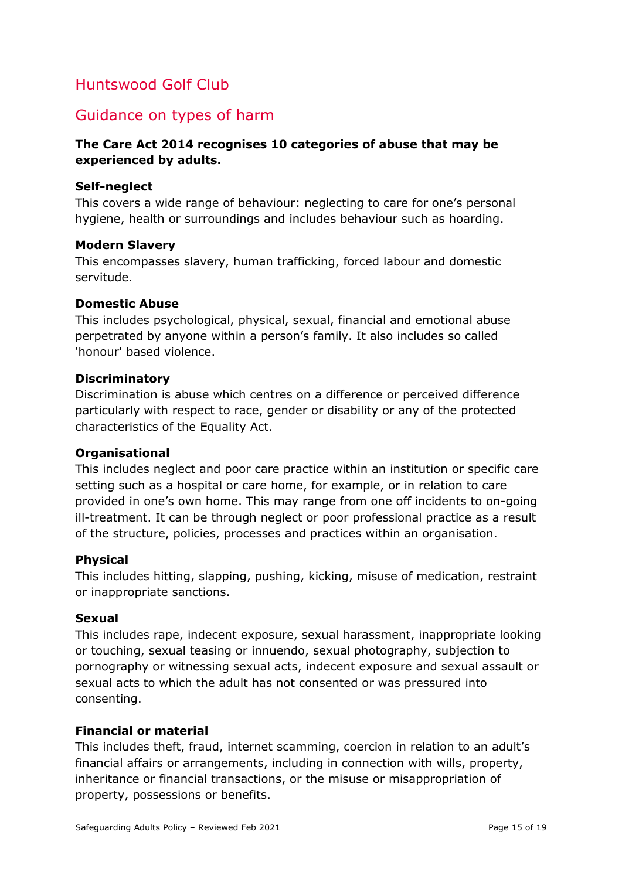# Huntswood Golf Club

## Guidance on types of harm

**The Care Act 2014 recognises 10 categories of abuse that may be experienced by adults.**

**Self-neglect**
This covers a wide range of behaviour: neglecting to care for one's personal hygiene, health or surroundings and includes behaviour such as hoarding.

**Modern Slavery**
This encompasses slavery, human trafficking, forced labour and domestic servitude.

**Domestic Abuse**
This includes psychological, physical, sexual, financial and emotional abuse perpetrated by anyone within a person's family. It also includes so called 'honour' based violence.

**Discriminatory**
Discrimination is abuse which centres on a difference or perceived difference particularly with respect to race, gender or disability or any of the protected characteristics of the Equality Act.

**Organisational**
This includes neglect and poor care practice within an institution or specific care setting such as a hospital or care home, for example, or in relation to care provided in one's own home. This may range from one off incidents to on-going ill-treatment. It can be through neglect or poor professional practice as a result of the structure, policies, processes and practices within an organisation.

**Physical**
This includes hitting, slapping, pushing, kicking, misuse of medication, restraint or inappropriate sanctions.

**Sexual**
This includes rape, indecent exposure, sexual harassment, inappropriate looking or touching, sexual teasing or innuendo, sexual photography, subjection to pornography or witnessing sexual acts, indecent exposure and sexual assault or sexual acts to which the adult has not consented or was pressured into consenting.

**Financial or material**
This includes theft, fraud, internet scamming, coercion in relation to an adult's financial affairs or arrangements, including in connection with wills, property, inheritance or financial transactions, or the misuse or misappropriation of property, possessions or benefits.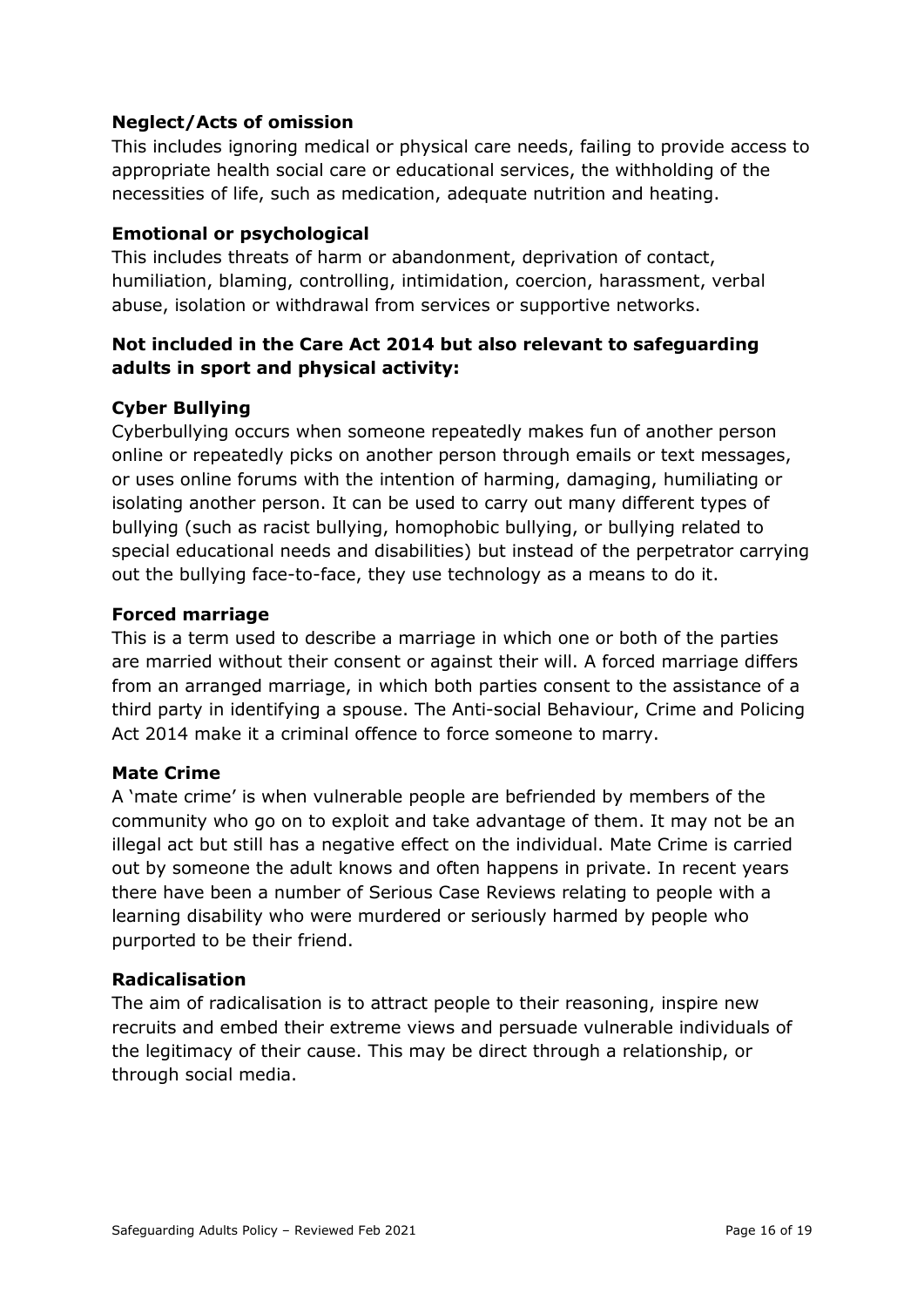**Neglect/Acts of omission**

This includes ignoring medical or physical care needs, failing to provide access to appropriate health social care or educational services, the withholding of the necessities of life, such as medication, adequate nutrition and heating.

**Emotional or psychological**

This includes threats of harm or abandonment, deprivation of contact, humiliation, blaming, controlling, intimidation, coercion, harassment, verbal abuse, isolation or withdrawal from services or supportive networks.

**Not included in the Care Act 2014 but also relevant to safeguarding adults in sport and physical activity:**

**Cyber Bullying**

Cyberbullying occurs when someone repeatedly makes fun of another person online or repeatedly picks on another person through emails or text messages, or uses online forums with the intention of harming, damaging, humiliating or isolating another person. It can be used to carry out many different types of bullying (such as racist bullying, homophobic bullying, or bullying related to special educational needs and disabilities) but instead of the perpetrator carrying out the bullying face-to-face, they use technology as a means to do it.

**Forced marriage**

This is a term used to describe a marriage in which one or both of the parties are married without their consent or against their will. A forced marriage differs from an arranged marriage, in which both parties consent to the assistance of a third party in identifying a spouse. The Anti-social Behaviour, Crime and Policing Act 2014 make it a criminal offence to force someone to marry.

**Mate Crime**

A 'mate crime' is when vulnerable people are befriended by members of the community who go on to exploit and take advantage of them. It may not be an illegal act but still has a negative effect on the individual. Mate Crime is carried out by someone the adult knows and often happens in private. In recent years there have been a number of Serious Case Reviews relating to people with a learning disability who were murdered or seriously harmed by people who purported to be their friend.

**Radicalisation**

The aim of radicalisation is to attract people to their reasoning, inspire new recruits and embed their extreme views and persuade vulnerable individuals of the legitimacy of their cause. This may be direct through a relationship, or through social media.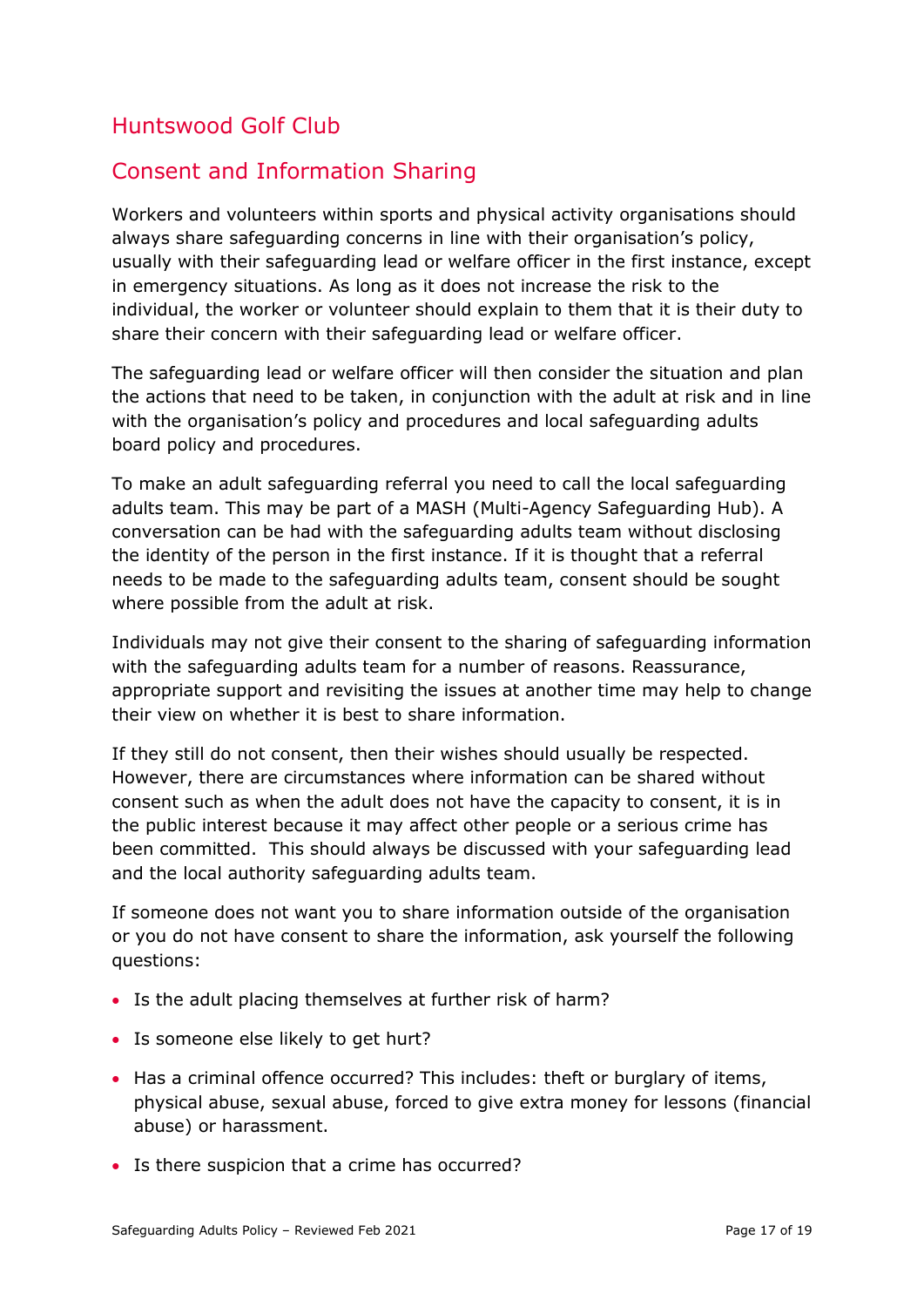# Huntswood Golf Club

## Consent and Information Sharing

Workers and volunteers within sports and physical activity organisations should always share safeguarding concerns in line with their organisation's policy, usually with their safeguarding lead or welfare officer in the first instance, except in emergency situations. As long as it does not increase the risk to the individual, the worker or volunteer should explain to them that it is their duty to share their concern with their safeguarding lead or welfare officer.

The safeguarding lead or welfare officer will then consider the situation and plan the actions that need to be taken, in conjunction with the adult at risk and in line with the organisation's policy and procedures and local safeguarding adults board policy and procedures.

To make an adult safeguarding referral you need to call the local safeguarding adults team. This may be part of a MASH (Multi-Agency Safeguarding Hub). A conversation can be had with the safeguarding adults team without disclosing the identity of the person in the first instance. If it is thought that a referral needs to be made to the safeguarding adults team, consent should be sought where possible from the adult at risk.

Individuals may not give their consent to the sharing of safeguarding information with the safeguarding adults team for a number of reasons. Reassurance, appropriate support and revisiting the issues at another time may help to change their view on whether it is best to share information.

If they still do not consent, then their wishes should usually be respected. However, there are circumstances where information can be shared without consent such as when the adult does not have the capacity to consent, it is in the public interest because it may affect other people or a serious crime has been committed. This should always be discussed with your safeguarding lead and the local authority safeguarding adults team.

If someone does not want you to share information outside of the organisation or you do not have consent to share the information, ask yourself the following questions:

- Is the adult placing themselves at further risk of harm?
- Is someone else likely to get hurt?
- Has a criminal offence occurred? This includes: theft or burglary of items, physical abuse, sexual abuse, forced to give extra money for lessons (financial abuse) or harassment.
- Is there suspicion that a crime has occurred?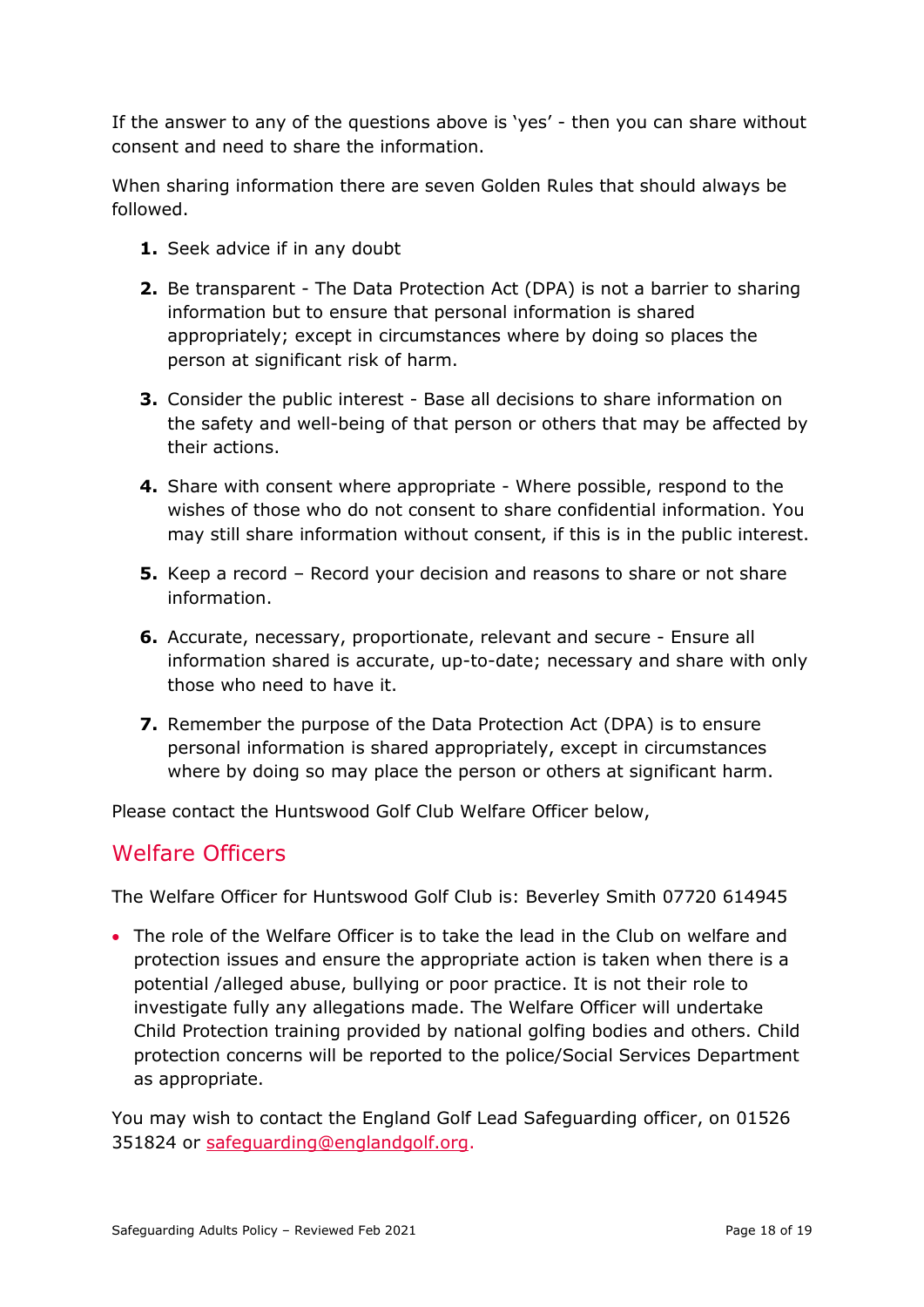If the answer to any of the questions above is 'yes' - then you can share without consent and need to share the information.

When sharing information there are seven Golden Rules that should always be followed.

1. Seek advice if in any doubt
2. Be transparent - The Data Protection Act (DPA) is not a barrier to sharing information but to ensure that personal information is shared appropriately; except in circumstances where by doing so places the person at significant risk of harm.
3. Consider the public interest - Base all decisions to share information on the safety and well-being of that person or others that may be affected by their actions.
4. Share with consent where appropriate - Where possible, respond to the wishes of those who do not consent to share confidential information. You may still share information without consent, if this is in the public interest.
5. Keep a record – Record your decision and reasons to share or not share information.
6. Accurate, necessary, proportionate, relevant and secure - Ensure all information shared is accurate, up-to-date; necessary and share with only those who need to have it.
7. Remember the purpose of the Data Protection Act (DPA) is to ensure personal information is shared appropriately, except in circumstances where by doing so may place the person or others at significant harm.

Please contact the Huntswood Golf Club Welfare Officer below,

## Welfare Officers

The Welfare Officer for Huntswood Golf Club is: Beverley Smith 07720 614945

- The role of the Welfare Officer is to take the lead in the Club on welfare and protection issues and ensure the appropriate action is taken when there is a potential /alleged abuse, bullying or poor practice. It is not their role to investigate fully any allegations made. The Welfare Officer will undertake Child Protection training provided by national golfing bodies and others. Child protection concerns will be reported to the police/Social Services Department as appropriate.

You may wish to contact the England Golf Lead Safeguarding officer, on 01526 351824 or safeguarding@englandgolf.org.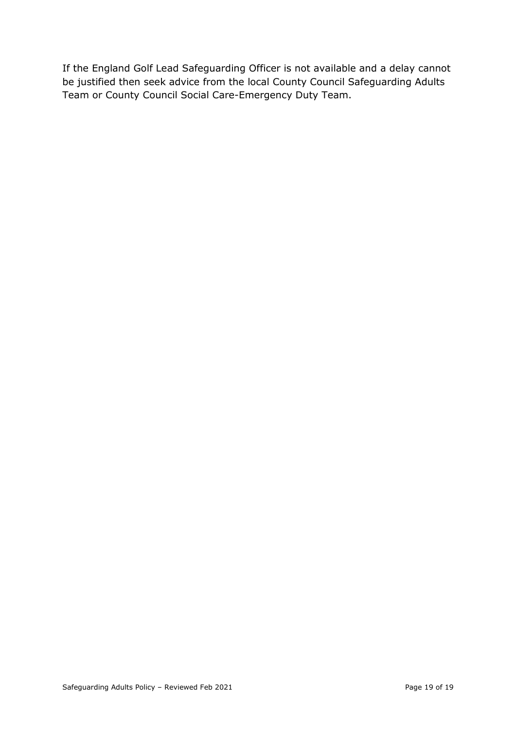If the England Golf Lead Safeguarding Officer is not available and a delay cannot be justified then seek advice from the local County Council Safeguarding Adults Team or County Council Social Care-Emergency Duty Team.